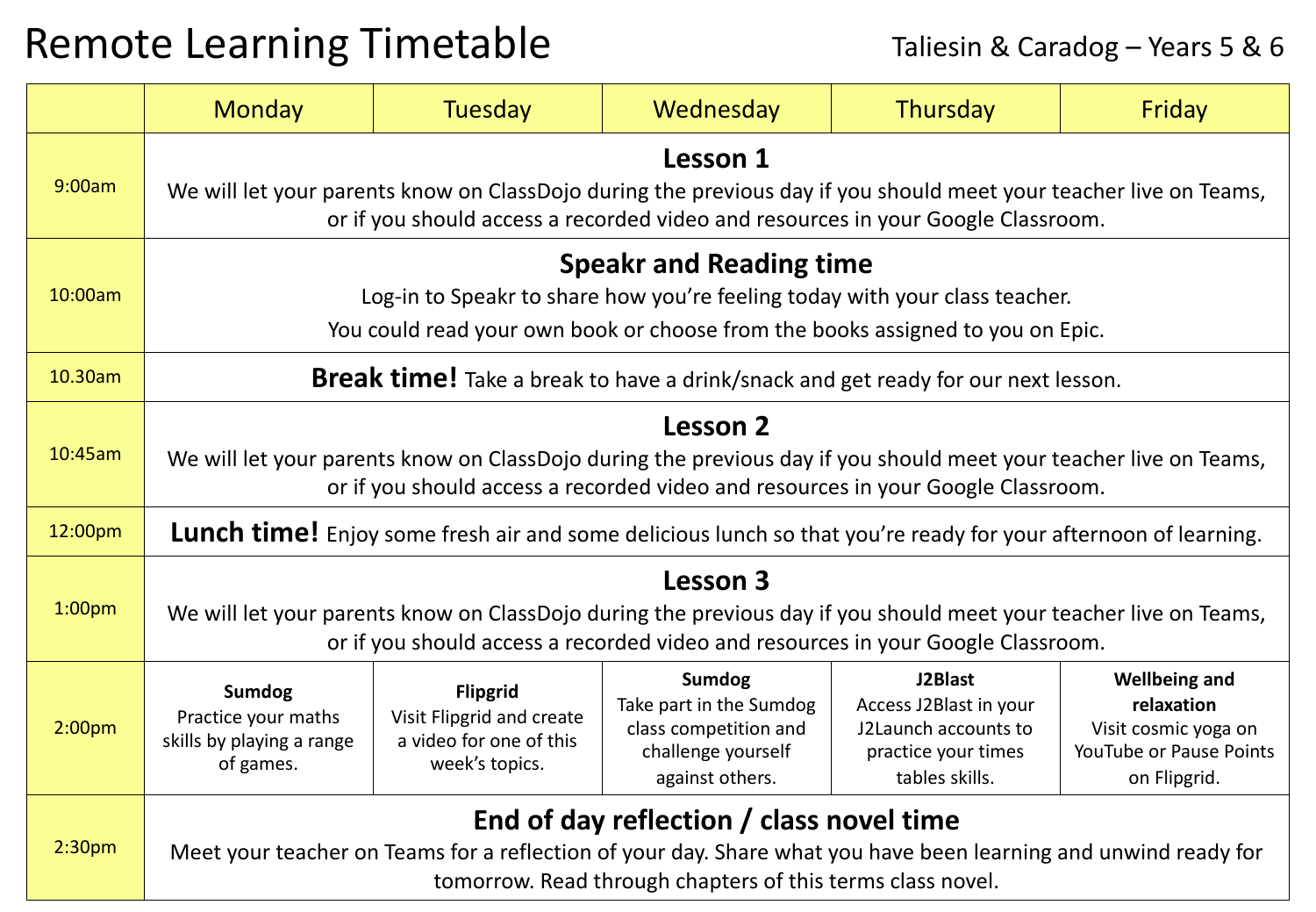# Remote Learning Timetable

Taliesin & Caradog – Years 5 & 6

| | Monday | Tuesday | Wednesday | Thursday | Friday |
|---|---|---|---|---|---|
| 9:00am | **Lesson 1** We will let your parents know on ClassDojo during the previous day if you should meet your teacher live on Teams, or if you should access a recorded video and resources in your Google Classroom. | | | | |
| 10:00am | **Speakr and Reading time** Log-in to Speakr to share how you're feeling today with your class teacher. You could read your own book or choose from the books assigned to you on Epic. | | | | |
| 10.30am | **Break time!** Take a break to have a drink/snack and get ready for our next lesson. | | | | |
| 10:45am | **Lesson 2** We will let your parents know on ClassDojo during the previous day if you should meet your teacher live on Teams, or if you should access a recorded video and resources in your Google Classroom. | | | | |
| 12:00pm | **Lunch time!** Enjoy some fresh air and some delicious lunch so that you're ready for your afternoon of learning. | | | | |
| 1:00pm | **Lesson 3** We will let your parents know on ClassDojo during the previous day if you should meet your teacher live on Teams, or if you should access a recorded video and resources in your Google Classroom. | | | | |
| 2:00pm | **Sumdog** Practice your maths skills by playing a range of games. | **Flipgrid** Visit Flipgrid and create a video for one of this week's topics. | **Sumdog** Take part in the Sumdog class competition and challenge yourself against others. | **J2Blast** Access J2Blast in your J2Launch accounts to practice your times tables skills. | **Wellbeing and relaxation** Visit cosmic yoga on YouTube or Pause Points on Flipgrid. |
| 2:30pm | **End of day reflection / class novel time** Meet your teacher on Teams for a reflection of your day. Share what you have been learning and unwind ready for tomorrow. Read through chapters of this terms class novel. | | | | |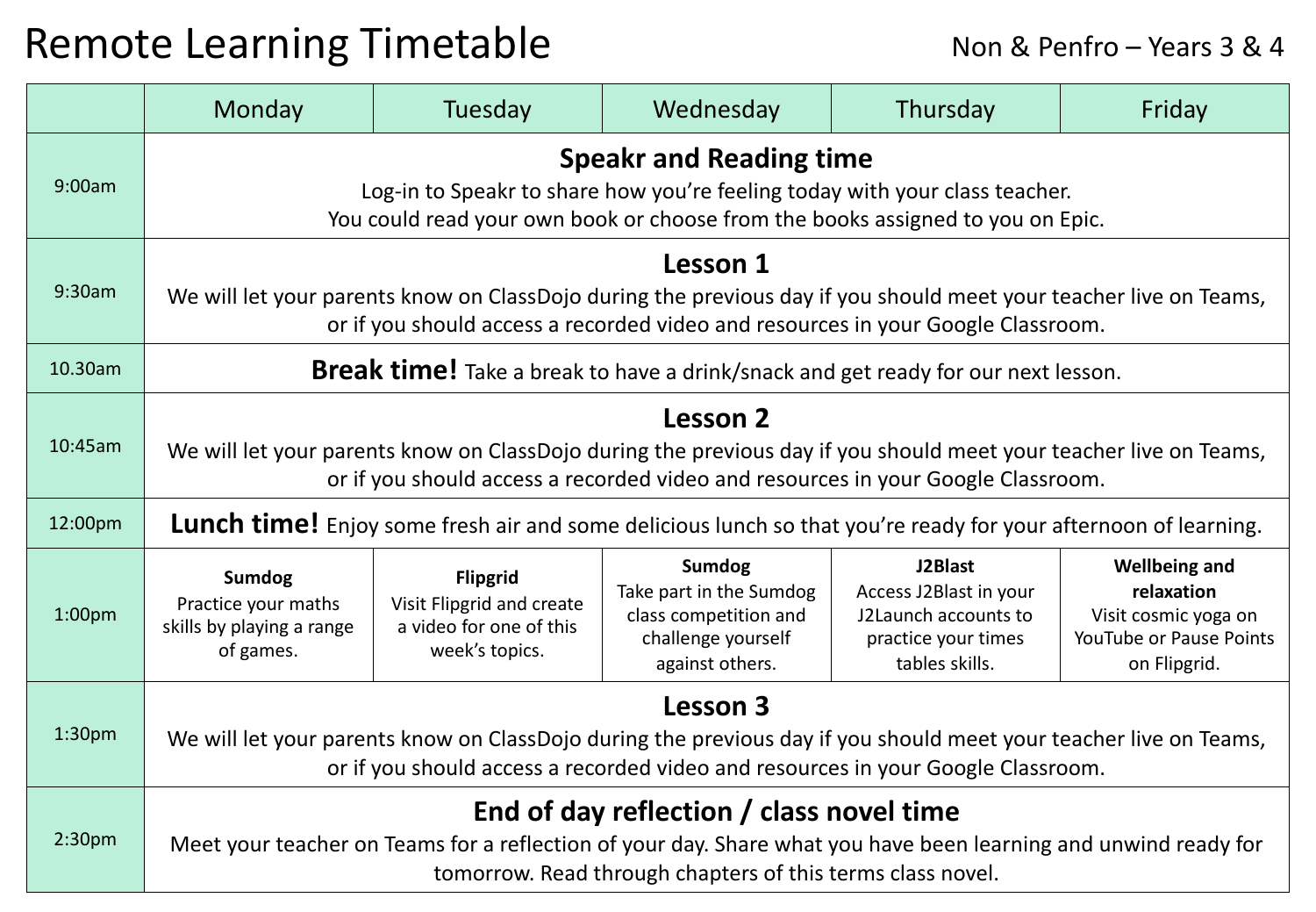# Remote Learning Timetable

Non & Penfro – Years 3 & 4

| | Monday | Tuesday | Wednesday | Thursday | Friday |
|---|---|---|---|---|---|
| 9:00am | **Speakr and Reading time** Log-in to Speakr to share how you're feeling today with your class teacher. You could read your own book or choose from the books assigned to you on Epic. | | | | |
| 9:30am | **Lesson 1** We will let your parents know on ClassDojo during the previous day if you should meet your teacher live on Teams, or if you should access a recorded video and resources in your Google Classroom. | | | | |
| 10.30am | **Break time!** Take a break to have a drink/snack and get ready for our next lesson. | | | | |
| 10:45am | **Lesson 2** We will let your parents know on ClassDojo during the previous day if you should meet your teacher live on Teams, or if you should access a recorded video and resources in your Google Classroom. | | | | |
| 12:00pm | **Lunch time!** Enjoy some fresh air and some delicious lunch so that you're ready for your afternoon of learning. | | | | |
| 1:00pm | **Sumdog** Practice your maths skills by playing a range of games. | **Flipgrid** Visit Flipgrid and create a video for one of this week's topics. | **Sumdog** Take part in the Sumdog class competition and challenge yourself against others. | **J2Blast** Access J2Blast in your J2Launch accounts to practice your times tables skills. | **Wellbeing and relaxation** Visit cosmic yoga on YouTube or Pause Points on Flipgrid. |
| 1:30pm | **Lesson 3** We will let your parents know on ClassDojo during the previous day if you should meet your teacher live on Teams, or if you should access a recorded video and resources in your Google Classroom. | | | | |
| 2:30pm | **End of day reflection / class novel time** Meet your teacher on Teams for a reflection of your day. Share what you have been learning and unwind ready for tomorrow. Read through chapters of this terms class novel. | | | | |